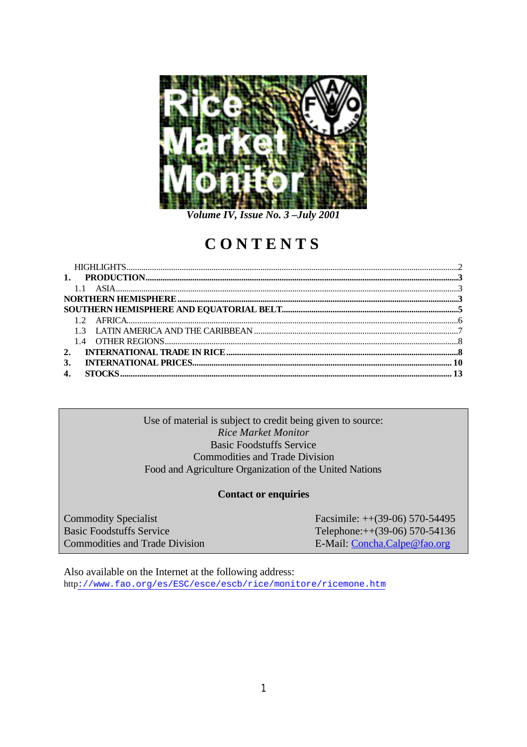# Rice Market Monitor

*Volume IV, Issue No. 3 –July 2001*

## CONTENTS

HIGHLIGHTS....................................................................................................2
**1. PRODUCTION**..............................................................................................3
1.1 ASIA...............................................................................................................3
**NORTHERN HEMISPHERE**..............................................................................3
**SOUTHERN HEMISPHERE AND EQUATORIAL BELT**....................................5
1.2 AFRICA...........................................................................................................6
1.3 LATIN AMERICA AND THE CARIBBEAN........................................................7
1.4 OTHER REGIONS............................................................................................8
**2. INTERNATIONAL TRADE IN RICE**...............................................................8
**3. INTERNATIONAL PRICES**...........................................................................10
**4. STOCKS**.....................................................................................................13

Use of material is subject to credit being given to source:
*Rice Market Monitor*
Basic Foodstuffs Service
Commodities and Trade Division
Food and Agriculture Organization of the United Nations

**Contact or enquiries**

Commodity Specialist
Basic Foodstuffs Service
Commodities and Trade Division

Facsimile: ++(39-06) 570-54495
Telephone:++(39-06) 570-54136
E-Mail: Concha.Calpe@fao.org

Also available on the Internet at the following address:
http://www.fao.org/es/ESC/esce/escb/rice/monitore/ricemone.htm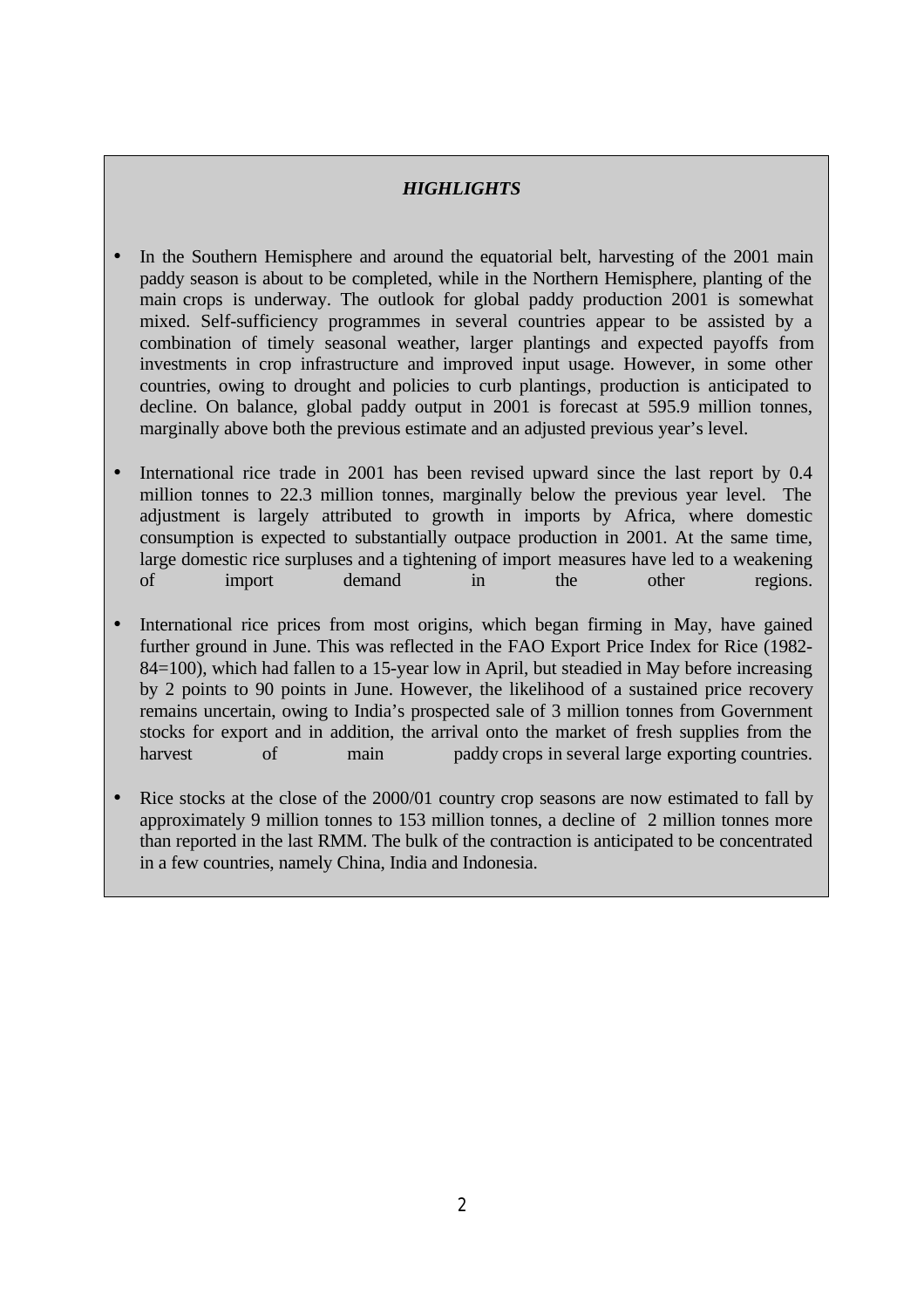## *HIGHLIGHTS*

- In the Southern Hemisphere and around the equatorial belt, harvesting of the 2001 main paddy season is about to be completed, while in the Northern Hemisphere, planting of the main crops is underway. The outlook for global paddy production 2001 is somewhat mixed. Self-sufficiency programmes in several countries appear to be assisted by a combination of timely seasonal weather, larger plantings and expected payoffs from investments in crop infrastructure and improved input usage. However, in some other countries, owing to drought and policies to curb plantings, production is anticipated to decline. On balance, global paddy output in 2001 is forecast at 595.9 million tonnes, marginally above both the previous estimate and an adjusted previous year's level.

- International rice trade in 2001 has been revised upward since the last report by 0.4 million tonnes to 22.3 million tonnes, marginally below the previous year level. The adjustment is largely attributed to growth in imports by Africa, where domestic consumption is expected to substantially outpace production in 2001. At the same time, large domestic rice surpluses and a tightening of import measures have led to a weakening of import demand in the other regions.

- International rice prices from most origins, which began firming in May, have gained further ground in June. This was reflected in the FAO Export Price Index for Rice (1982-84=100), which had fallen to a 15-year low in April, but steadied in May before increasing by 2 points to 90 points in June. However, the likelihood of a sustained price recovery remains uncertain, owing to India's prospected sale of 3 million tonnes from Government stocks for export and in addition, the arrival onto the market of fresh supplies from the harvest of main paddy crops in several large exporting countries.

- Rice stocks at the close of the 2000/01 country crop seasons are now estimated to fall by approximately 9 million tonnes to 153 million tonnes, a decline of 2 million tonnes more than reported in the last RMM. The bulk of the contraction is anticipated to be concentrated in a few countries, namely China, India and Indonesia.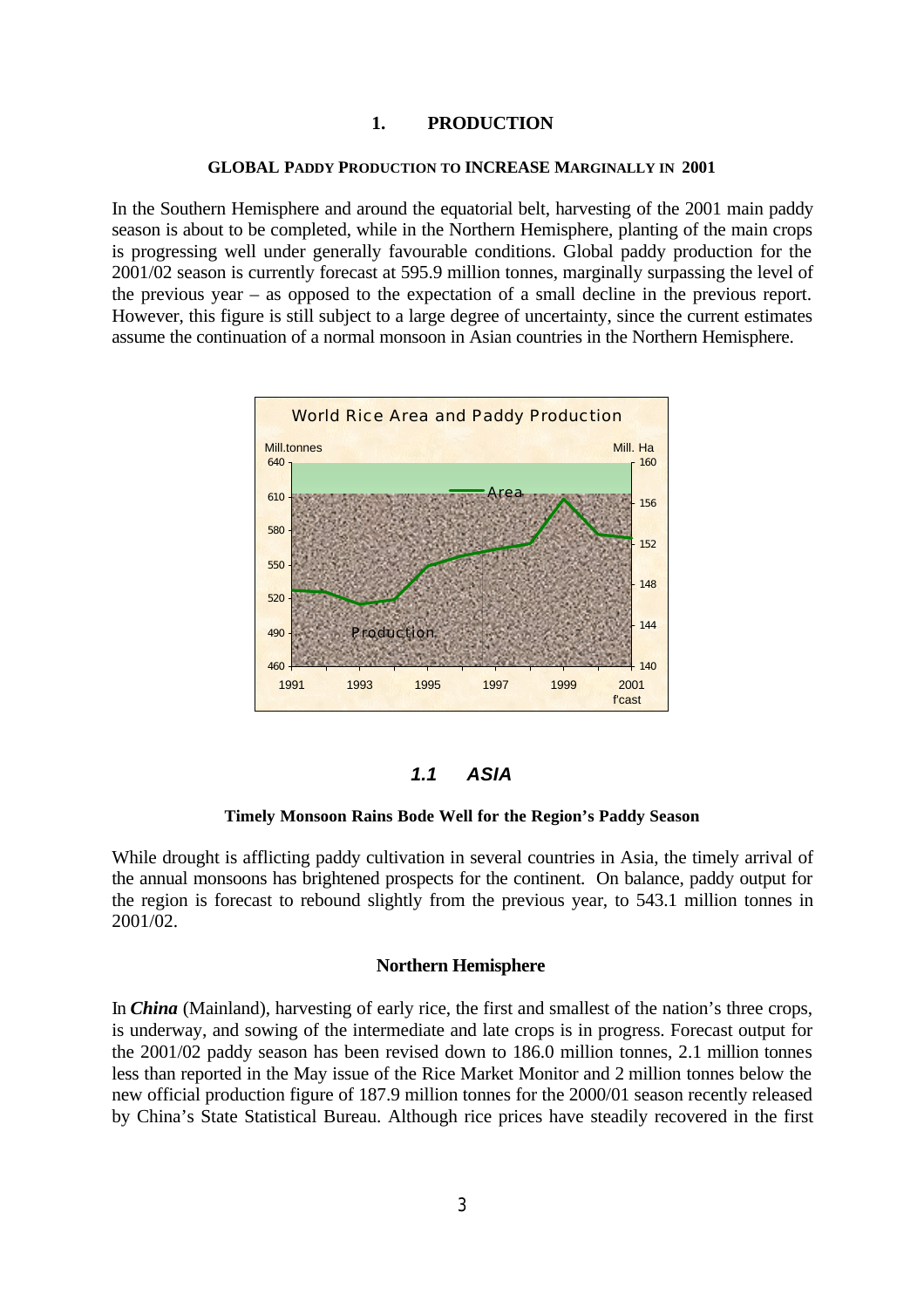# 1. PRODUCTION

## GLOBAL PADDY PRODUCTION TO INCREASE MARGINALLY IN 2001

In the Southern Hemisphere and around the equatorial belt, harvesting of the 2001 main paddy season is about to be completed, while in the Northern Hemisphere, planting of the main crops is progressing well under generally favourable conditions. Global paddy production for the 2001/02 season is currently forecast at 595.9 million tonnes, marginally surpassing the level of the previous year – as opposed to the expectation of a small decline in the previous report. However, this figure is still subject to a large degree of uncertainty, since the current estimates assume the continuation of a normal monsoon in Asian countries in the Northern Hemisphere.

World Rice Area and Paddy Production

## *1.1 ASIA*

### Timely Monsoon Rains Bode Well for the Region's Paddy Season

While drought is afflicting paddy cultivation in several countries in Asia, the timely arrival of the annual monsoons has brightened prospects for the continent. On balance, paddy output for the region is forecast to rebound slightly from the previous year, to 543.1 million tonnes in 2001/02.

### Northern Hemisphere

In ***China*** (Mainland), harvesting of early rice, the first and smallest of the nation's three crops, is underway, and sowing of the intermediate and late crops is in progress. Forecast output for the 2001/02 paddy season has been revised down to 186.0 million tonnes, 2.1 million tonnes less than reported in the May issue of the Rice Market Monitor and 2 million tonnes below the new official production figure of 187.9 million tonnes for the 2000/01 season recently released by China's State Statistical Bureau. Although rice prices have steadily recovered in the first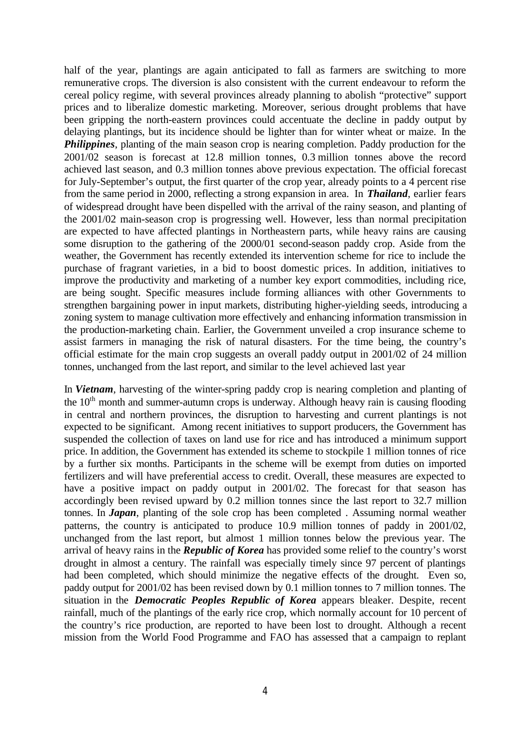half of the year, plantings are again anticipated to fall as farmers are switching to more remunerative crops. The diversion is also consistent with the current endeavour to reform the cereal policy regime, with several provinces already planning to abolish "protective" support prices and to liberalize domestic marketing. Moreover, serious drought problems that have been gripping the north-eastern provinces could accentuate the decline in paddy output by delaying plantings, but its incidence should be lighter than for winter wheat or maize. In the ***Philippines***, planting of the main season crop is nearing completion. Paddy production for the 2001/02 season is forecast at 12.8 million tonnes, 0.3 million tonnes above the record achieved last season, and 0.3 million tonnes above previous expectation. The official forecast for July-September's output, the first quarter of the crop year, already points to a 4 percent rise from the same period in 2000, reflecting a strong expansion in area. In ***Thailand***, earlier fears of widespread drought have been dispelled with the arrival of the rainy season, and planting of the 2001/02 main-season crop is progressing well. However, less than normal precipitation are expected to have affected plantings in Northeastern parts, while heavy rains are causing some disruption to the gathering of the 2000/01 second-season paddy crop. Aside from the weather, the Government has recently extended its intervention scheme for rice to include the purchase of fragrant varieties, in a bid to boost domestic prices. In addition, initiatives to improve the productivity and marketing of a number key export commodities, including rice, are being sought. Specific measures include forming alliances with other Governments to strengthen bargaining power in input markets, distributing higher-yielding seeds, introducing a zoning system to manage cultivation more effectively and enhancing information transmission in the production-marketing chain. Earlier, the Government unveiled a crop insurance scheme to assist farmers in managing the risk of natural disasters. For the time being, the country's official estimate for the main crop suggests an overall paddy output in 2001/02 of 24 million tonnes, unchanged from the last report, and similar to the level achieved last year

In ***Vietnam***, harvesting of the winter-spring paddy crop is nearing completion and planting of the 10th month and summer-autumn crops is underway. Although heavy rain is causing flooding in central and northern provinces, the disruption to harvesting and current plantings is not expected to be significant. Among recent initiatives to support producers, the Government has suspended the collection of taxes on land use for rice and has introduced a minimum support price. In addition, the Government has extended its scheme to stockpile 1 million tonnes of rice by a further six months. Participants in the scheme will be exempt from duties on imported fertilizers and will have preferential access to credit. Overall, these measures are expected to have a positive impact on paddy output in 2001/02. The forecast for that season has accordingly been revised upward by 0.2 million tonnes since the last report to 32.7 million tonnes. In ***Japan***, planting of the sole crop has been completed . Assuming normal weather patterns, the country is anticipated to produce 10.9 million tonnes of paddy in 2001/02, unchanged from the last report, but almost 1 million tonnes below the previous year. The arrival of heavy rains in the ***Republic of Korea*** has provided some relief to the country's worst drought in almost a century. The rainfall was especially timely since 97 percent of plantings had been completed, which should minimize the negative effects of the drought. Even so, paddy output for 2001/02 has been revised down by 0.1 million tonnes to 7 million tonnes. The situation in the ***Democratic Peoples Republic of Korea*** appears bleaker. Despite, recent rainfall, much of the plantings of the early rice crop, which normally account for 10 percent of the country's rice production, are reported to have been lost to drought. Although a recent mission from the World Food Programme and FAO has assessed that a campaign to replant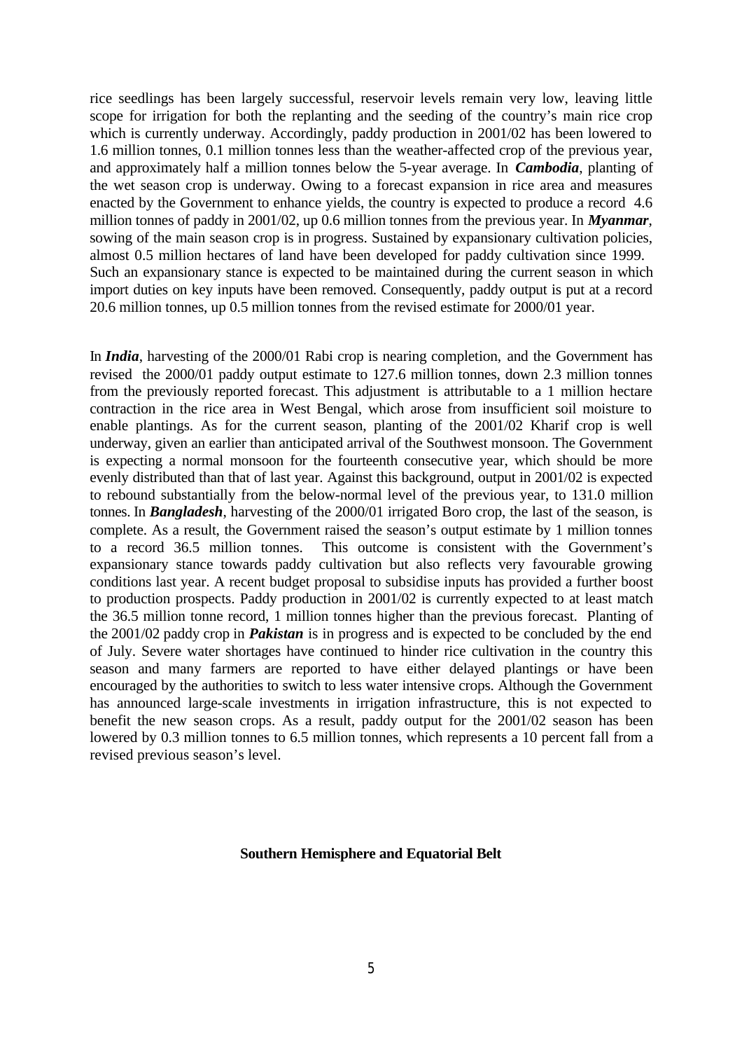rice seedlings has been largely successful, reservoir levels remain very low, leaving little scope for irrigation for both the replanting and the seeding of the country's main rice crop which is currently underway. Accordingly, paddy production in 2001/02 has been lowered to 1.6 million tonnes, 0.1 million tonnes less than the weather-affected crop of the previous year, and approximately half a million tonnes below the 5-year average. In ***Cambodia***, planting of the wet season crop is underway. Owing to a forecast expansion in rice area and measures enacted by the Government to enhance yields, the country is expected to produce a record 4.6 million tonnes of paddy in 2001/02, up 0.6 million tonnes from the previous year. In ***Myanmar***, sowing of the main season crop is in progress. Sustained by expansionary cultivation policies, almost 0.5 million hectares of land have been developed for paddy cultivation since 1999. Such an expansionary stance is expected to be maintained during the current season in which import duties on key inputs have been removed. Consequently, paddy output is put at a record 20.6 million tonnes, up 0.5 million tonnes from the revised estimate for 2000/01 year.

In ***India***, harvesting of the 2000/01 Rabi crop is nearing completion, and the Government has revised the 2000/01 paddy output estimate to 127.6 million tonnes, down 2.3 million tonnes from the previously reported forecast. This adjustment is attributable to a 1 million hectare contraction in the rice area in West Bengal, which arose from insufficient soil moisture to enable plantings. As for the current season, planting of the 2001/02 Kharif crop is well underway, given an earlier than anticipated arrival of the Southwest monsoon. The Government is expecting a normal monsoon for the fourteenth consecutive year, which should be more evenly distributed than that of last year. Against this background, output in 2001/02 is expected to rebound substantially from the below-normal level of the previous year, to 131.0 million tonnes. In ***Bangladesh***, harvesting of the 2000/01 irrigated Boro crop, the last of the season, is complete. As a result, the Government raised the season's output estimate by 1 million tonnes to a record 36.5 million tonnes. This outcome is consistent with the Government's expansionary stance towards paddy cultivation but also reflects very favourable growing conditions last year. A recent budget proposal to subsidise inputs has provided a further boost to production prospects. Paddy production in 2001/02 is currently expected to at least match the 36.5 million tonne record, 1 million tonnes higher than the previous forecast. Planting of the 2001/02 paddy crop in ***Pakistan*** is in progress and is expected to be concluded by the end of July. Severe water shortages have continued to hinder rice cultivation in the country this season and many farmers are reported to have either delayed plantings or have been encouraged by the authorities to switch to less water intensive crops. Although the Government has announced large-scale investments in irrigation infrastructure, this is not expected to benefit the new season crops. As a result, paddy output for the 2001/02 season has been lowered by 0.3 million tonnes to 6.5 million tonnes, which represents a 10 percent fall from a revised previous season's level.

**Southern Hemisphere and Equatorial Belt**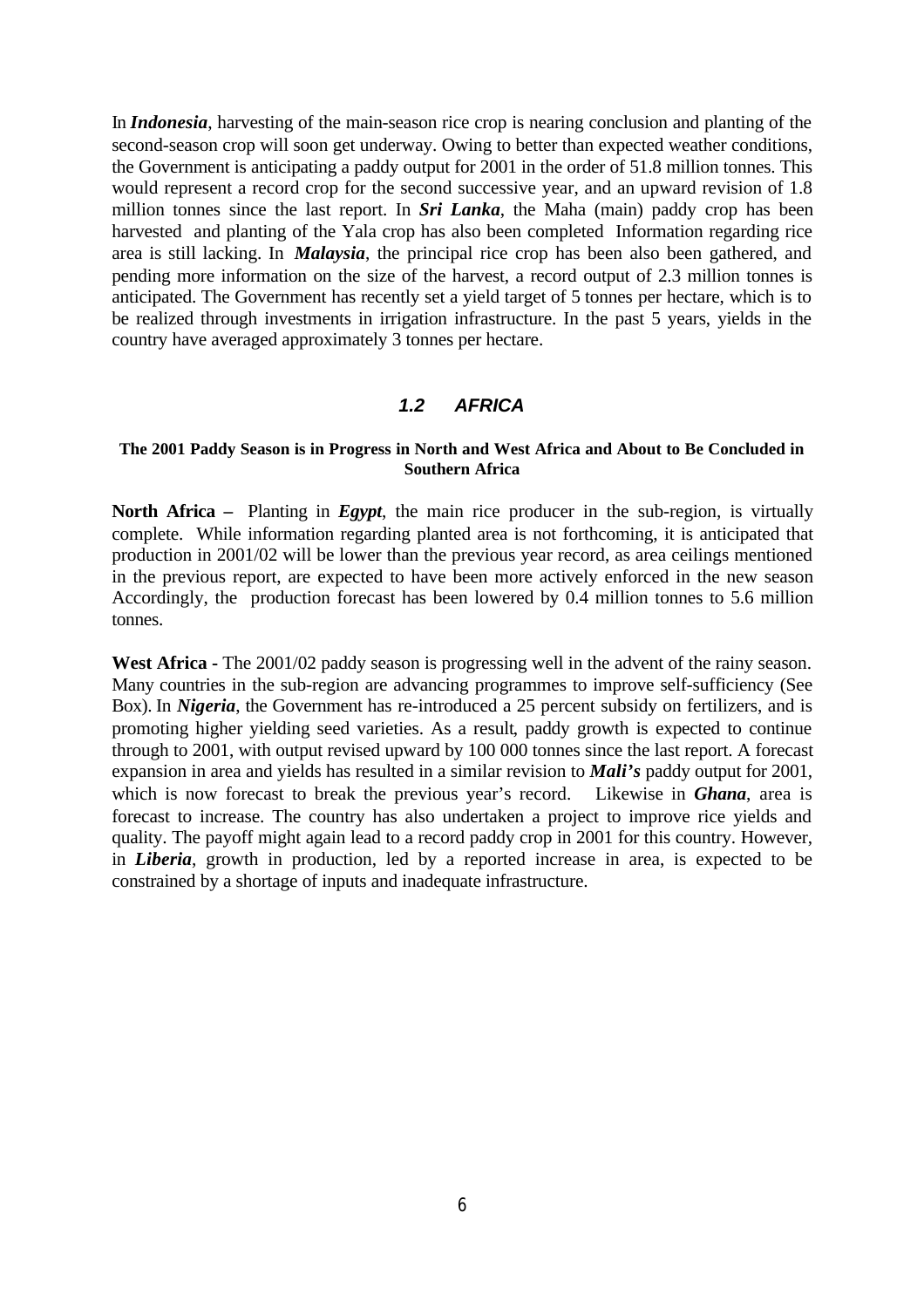In ***Indonesia***, harvesting of the main-season rice crop is nearing conclusion and planting of the second-season crop will soon get underway. Owing to better than expected weather conditions, the Government is anticipating a paddy output for 2001 in the order of 51.8 million tonnes. This would represent a record crop for the second successive year, and an upward revision of 1.8 million tonnes since the last report. In ***Sri Lanka***, the Maha (main) paddy crop has been harvested and planting of the Yala crop has also been completed Information regarding rice area is still lacking. In ***Malaysia***, the principal rice crop has been also been gathered, and pending more information on the size of the harvest, a record output of 2.3 million tonnes is anticipated. The Government has recently set a yield target of 5 tonnes per hectare, which is to be realized through investments in irrigation infrastructure. In the past 5 years, yields in the country have averaged approximately 3 tonnes per hectare.

### *1.2 AFRICA*

**The 2001 Paddy Season is in Progress in North and West Africa and About to Be Concluded in Southern Africa**

**North Africa –** Planting in ***Egypt***, the main rice producer in the sub-region, is virtually complete. While information regarding planted area is not forthcoming, it is anticipated that production in 2001/02 will be lower than the previous year record, as area ceilings mentioned in the previous report, are expected to have been more actively enforced in the new season Accordingly, the production forecast has been lowered by 0.4 million tonnes to 5.6 million tonnes.

**West Africa -** The 2001/02 paddy season is progressing well in the advent of the rainy season. Many countries in the sub-region are advancing programmes to improve self-sufficiency (See Box). In ***Nigeria***, the Government has re-introduced a 25 percent subsidy on fertilizers, and is promoting higher yielding seed varieties. As a result, paddy growth is expected to continue through to 2001, with output revised upward by 100 000 tonnes since the last report. A forecast expansion in area and yields has resulted in a similar revision to ***Mali's*** paddy output for 2001, which is now forecast to break the previous year's record. Likewise in ***Ghana***, area is forecast to increase. The country has also undertaken a project to improve rice yields and quality. The payoff might again lead to a record paddy crop in 2001 for this country. However, in ***Liberia***, growth in production, led by a reported increase in area, is expected to be constrained by a shortage of inputs and inadequate infrastructure.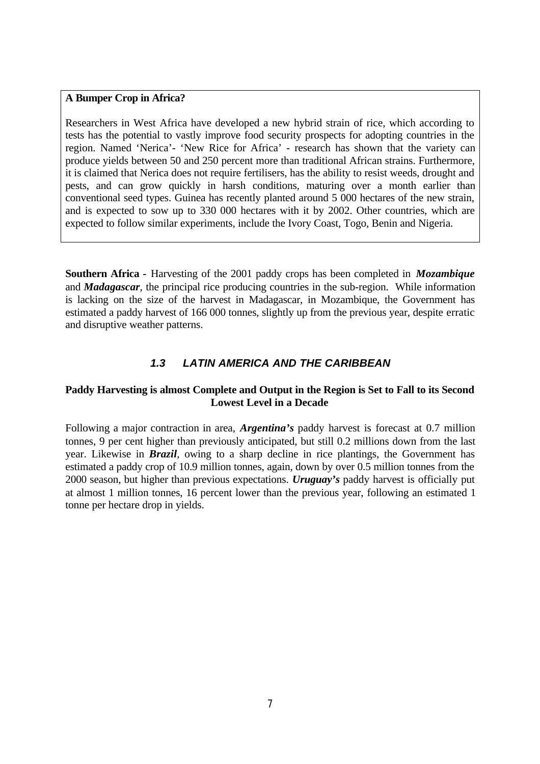**A Bumper Crop in Africa?**

Researchers in West Africa have developed a new hybrid strain of rice, which according to tests has the potential to vastly improve food security prospects for adopting countries in the region. Named 'Nerica'- 'New Rice for Africa' - research has shown that the variety can produce yields between 50 and 250 percent more than traditional African strains. Furthermore, it is claimed that Nerica does not require fertilisers, has the ability to resist weeds, drought and pests, and can grow quickly in harsh conditions, maturing over a month earlier than conventional seed types. Guinea has recently planted around 5 000 hectares of the new strain, and is expected to sow up to 330 000 hectares with it by 2002. Other countries, which are expected to follow similar experiments, include the Ivory Coast, Togo, Benin and Nigeria.

**Southern Africa -** Harvesting of the 2001 paddy crops has been completed in ***Mozambique*** and ***Madagascar***, the principal rice producing countries in the sub-region. While information is lacking on the size of the harvest in Madagascar, in Mozambique, the Government has estimated a paddy harvest of 166 000 tonnes, slightly up from the previous year, despite erratic and disruptive weather patterns.

## *1.3 LATIN AMERICA AND THE CARIBBEAN*

### Paddy Harvesting is almost Complete and Output in the Region is Set to Fall to its Second Lowest Level in a Decade

Following a major contraction in area, ***Argentina's*** paddy harvest is forecast at 0.7 million tonnes, 9 per cent higher than previously anticipated, but still 0.2 millions down from the last year. Likewise in ***Brazil***, owing to a sharp decline in rice plantings, the Government has estimated a paddy crop of 10.9 million tonnes, again, down by over 0.5 million tonnes from the 2000 season, but higher than previous expectations. ***Uruguay's*** paddy harvest is officially put at almost 1 million tonnes, 16 percent lower than the previous year, following an estimated 1 tonne per hectare drop in yields.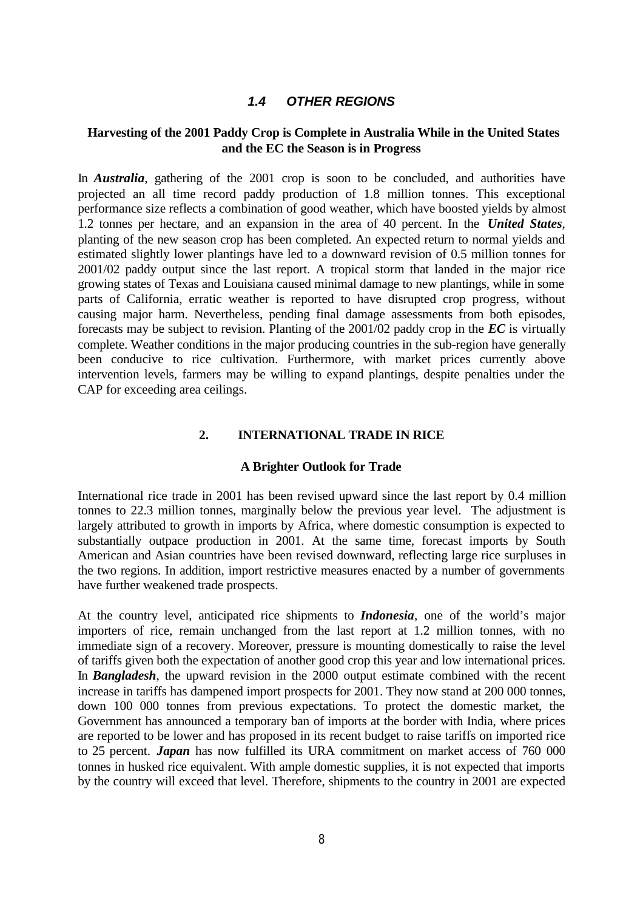### *1.4 OTHER REGIONS*

**Harvesting of the 2001 Paddy Crop is Complete in Australia While in the United States and the EC the Season is in Progress**

In ***Australia***, gathering of the 2001 crop is soon to be concluded, and authorities have projected an all time record paddy production of 1.8 million tonnes. This exceptional performance size reflects a combination of good weather, which have boosted yields by almost 1.2 tonnes per hectare, and an expansion in the area of 40 percent. In the ***United States***, planting of the new season crop has been completed. An expected return to normal yields and estimated slightly lower plantings have led to a downward revision of 0.5 million tonnes for 2001/02 paddy output since the last report. A tropical storm that landed in the major rice growing states of Texas and Louisiana caused minimal damage to new plantings, while in some parts of California, erratic weather is reported to have disrupted crop progress, without causing major harm. Nevertheless, pending final damage assessments from both episodes, forecasts may be subject to revision. Planting of the 2001/02 paddy crop in the ***EC*** is virtually complete. Weather conditions in the major producing countries in the sub-region have generally been conducive to rice cultivation. Furthermore, with market prices currently above intervention levels, farmers may be willing to expand plantings, despite penalties under the CAP for exceeding area ceilings.

## 2. INTERNATIONAL TRADE IN RICE

**A Brighter Outlook for Trade**

International rice trade in 2001 has been revised upward since the last report by 0.4 million tonnes to 22.3 million tonnes, marginally below the previous year level. The adjustment is largely attributed to growth in imports by Africa, where domestic consumption is expected to substantially outpace production in 2001. At the same time, forecast imports by South American and Asian countries have been revised downward, reflecting large rice surpluses in the two regions. In addition, import restrictive measures enacted by a number of governments have further weakened trade prospects.

At the country level, anticipated rice shipments to ***Indonesia***, one of the world's major importers of rice, remain unchanged from the last report at 1.2 million tonnes, with no immediate sign of a recovery. Moreover, pressure is mounting domestically to raise the level of tariffs given both the expectation of another good crop this year and low international prices. In ***Bangladesh***, the upward revision in the 2000 output estimate combined with the recent increase in tariffs has dampened import prospects for 2001. They now stand at 200 000 tonnes, down 100 000 tonnes from previous expectations. To protect the domestic market, the Government has announced a temporary ban of imports at the border with India, where prices are reported to be lower and has proposed in its recent budget to raise tariffs on imported rice to 25 percent. ***Japan*** has now fulfilled its URA commitment on market access of 760 000 tonnes in husked rice equivalent. With ample domestic supplies, it is not expected that imports by the country will exceed that level. Therefore, shipments to the country in 2001 are expected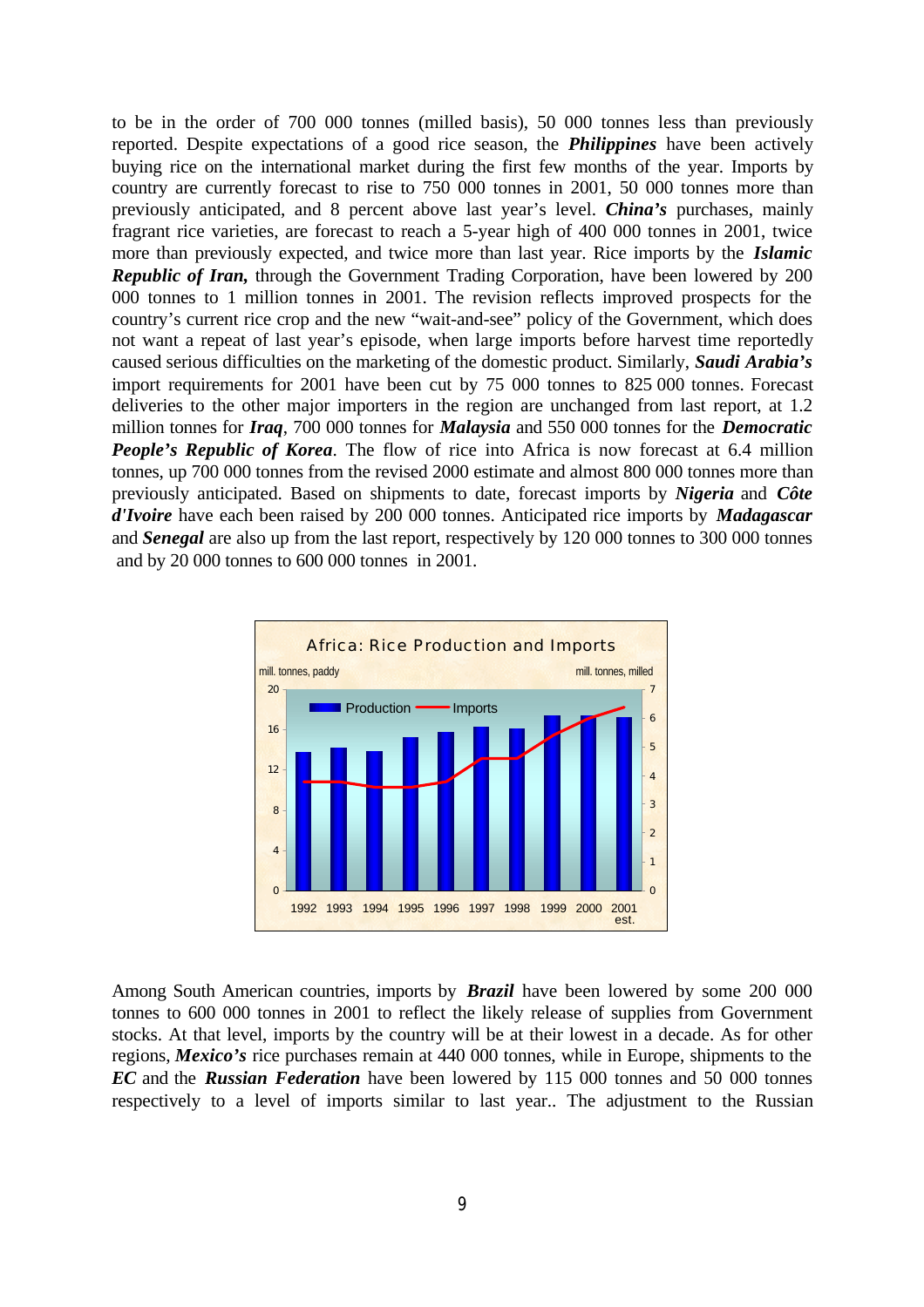to be in the order of 700 000 tonnes (milled basis), 50 000 tonnes less than previously reported. Despite expectations of a good rice season, the ***Philippines*** have been actively buying rice on the international market during the first few months of the year. Imports by country are currently forecast to rise to 750 000 tonnes in 2001, 50 000 tonnes more than previously anticipated, and 8 percent above last year's level. ***China's*** purchases, mainly fragrant rice varieties, are forecast to reach a 5-year high of 400 000 tonnes in 2001, twice more than previously expected, and twice more than last year. Rice imports by the ***Islamic Republic of Iran,*** through the Government Trading Corporation, have been lowered by 200 000 tonnes to 1 million tonnes in 2001. The revision reflects improved prospects for the country's current rice crop and the new "wait-and-see" policy of the Government, which does not want a repeat of last year's episode, when large imports before harvest time reportedly caused serious difficulties on the marketing of the domestic product. Similarly, ***Saudi Arabia's*** import requirements for 2001 have been cut by 75 000 tonnes to 825 000 tonnes. Forecast deliveries to the other major importers in the region are unchanged from last report, at 1.2 million tonnes for ***Iraq***, 700 000 tonnes for ***Malaysia*** and 550 000 tonnes for the ***Democratic People's Republic of Korea***. The flow of rice into Africa is now forecast at 6.4 million tonnes, up 700 000 tonnes from the revised 2000 estimate and almost 800 000 tonnes more than previously anticipated. Based on shipments to date, forecast imports by ***Nigeria*** and ***Côte d'Ivoire*** have each been raised by 200 000 tonnes. Anticipated rice imports by ***Madagascar*** and ***Senegal*** are also up from the last report, respectively by 120 000 tonnes to 300 000 tonnes and by 20 000 tonnes to 600 000 tonnes in 2001.

**Africa: Rice Production and Imports**

(Chart: Production, mill. tonnes, paddy; Imports, mill. tonnes, milled; 1992–2001 est.)

Among South American countries, imports by ***Brazil*** have been lowered by some 200 000 tonnes to 600 000 tonnes in 2001 to reflect the likely release of supplies from Government stocks. At that level, imports by the country will be at their lowest in a decade. As for other regions, ***Mexico's*** rice purchases remain at 440 000 tonnes, while in Europe, shipments to the ***EC*** and the ***Russian Federation*** have been lowered by 115 000 tonnes and 50 000 tonnes respectively to a level of imports similar to last year.. The adjustment to the Russian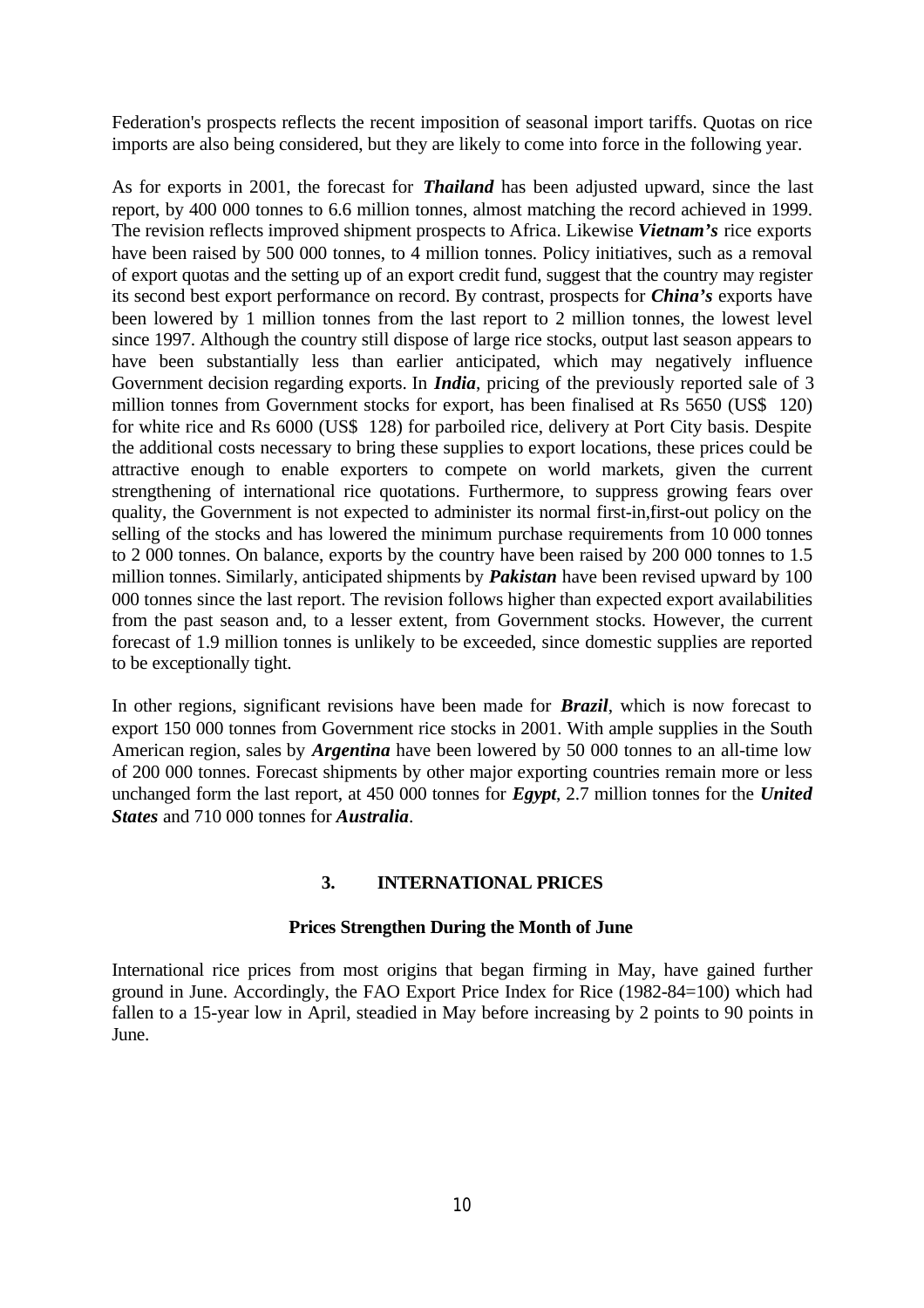Federation's prospects reflects the recent imposition of seasonal import tariffs. Quotas on rice imports are also being considered, but they are likely to come into force in the following year.

As for exports in 2001, the forecast for ***Thailand*** has been adjusted upward, since the last report, by 400 000 tonnes to 6.6 million tonnes, almost matching the record achieved in 1999. The revision reflects improved shipment prospects to Africa. Likewise ***Vietnam's*** rice exports have been raised by 500 000 tonnes, to 4 million tonnes. Policy initiatives, such as a removal of export quotas and the setting up of an export credit fund, suggest that the country may register its second best export performance on record. By contrast, prospects for ***China's*** exports have been lowered by 1 million tonnes from the last report to 2 million tonnes, the lowest level since 1997. Although the country still dispose of large rice stocks, output last season appears to have been substantially less than earlier anticipated, which may negatively influence Government decision regarding exports. In ***India***, pricing of the previously reported sale of 3 million tonnes from Government stocks for export, has been finalised at Rs 5650 (US$ 120) for white rice and Rs 6000 (US$ 128) for parboiled rice, delivery at Port City basis. Despite the additional costs necessary to bring these supplies to export locations, these prices could be attractive enough to enable exporters to compete on world markets, given the current strengthening of international rice quotations. Furthermore, to suppress growing fears over quality, the Government is not expected to administer its normal first-in,first-out policy on the selling of the stocks and has lowered the minimum purchase requirements from 10 000 tonnes to 2 000 tonnes. On balance, exports by the country have been raised by 200 000 tonnes to 1.5 million tonnes. Similarly, anticipated shipments by ***Pakistan*** have been revised upward by 100 000 tonnes since the last report. The revision follows higher than expected export availabilities from the past season and, to a lesser extent, from Government stocks. However, the current forecast of 1.9 million tonnes is unlikely to be exceeded, since domestic supplies are reported to be exceptionally tight.

In other regions, significant revisions have been made for ***Brazil***, which is now forecast to export 150 000 tonnes from Government rice stocks in 2001. With ample supplies in the South American region, sales by ***Argentina*** have been lowered by 50 000 tonnes to an all-time low of 200 000 tonnes. Forecast shipments by other major exporting countries remain more or less unchanged form the last report, at 450 000 tonnes for ***Egypt***, 2.7 million tonnes for the ***United States*** and 710 000 tonnes for ***Australia***.

## 3. INTERNATIONAL PRICES

### Prices Strengthen During the Month of June

International rice prices from most origins that began firming in May, have gained further ground in June. Accordingly, the FAO Export Price Index for Rice (1982-84=100) which had fallen to a 15-year low in April, steadied in May before increasing by 2 points to 90 points in June.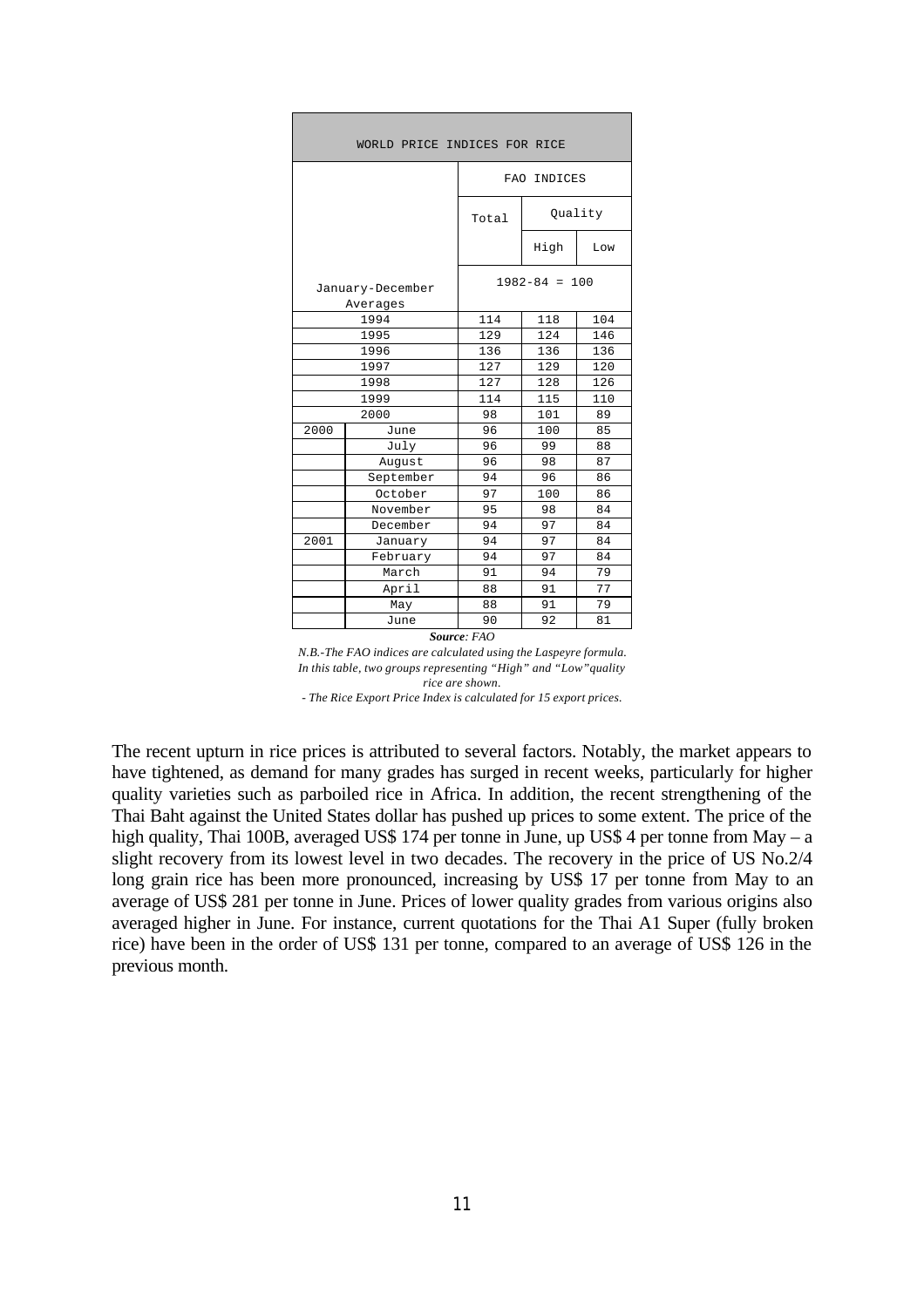| WORLD PRICE INDICES FOR RICE | | | | |
|---|---|---|---|---|
| | | FAO INDICES | | |
| | | Total | Quality | |
| | | | High | Low |
| January-December Averages | | 1982-84 = 100 | | |
| 1994 | | 114 | 118 | 104 |
| 1995 | | 129 | 124 | 146 |
| 1996 | | 136 | 136 | 136 |
| 1997 | | 127 | 129 | 120 |
| 1998 | | 127 | 128 | 126 |
| 1999 | | 114 | 115 | 110 |
| 2000 | | 98 | 101 | 89 |
| 2000 | June | 96 | 100 | 85 |
| | July | 96 | 99 | 88 |
| | August | 96 | 98 | 87 |
| | September | 94 | 96 | 86 |
| | October | 97 | 100 | 86 |
| | November | 95 | 98 | 84 |
| | December | 94 | 97 | 84 |
| 2001 | January | 94 | 97 | 84 |
| | February | 94 | 97 | 84 |
| | March | 91 | 94 | 79 |
| | April | 88 | 91 | 77 |
| | May | 88 | 91 | 79 |
| | June | 90 | 92 | 81 |

***Source**: FAO*

*N.B.-The FAO indices are calculated using the Laspeyre formula. In this table, two groups representing "High" and "Low" quality rice are shown.*

*- The Rice Export Price Index is calculated for 15 export prices.*

The recent upturn in rice prices is attributed to several factors. Notably, the market appears to have tightened, as demand for many grades has surged in recent weeks, particularly for higher quality varieties such as parboiled rice in Africa. In addition, the recent strengthening of the Thai Baht against the United States dollar has pushed up prices to some extent. The price of the high quality, Thai 100B, averaged US$ 174 per tonne in June, up US$ 4 per tonne from May – a slight recovery from its lowest level in two decades. The recovery in the price of US No.2/4 long grain rice has been more pronounced, increasing by US$ 17 per tonne from May to an average of US$ 281 per tonne in June. Prices of lower quality grades from various origins also averaged higher in June. For instance, current quotations for the Thai A1 Super (fully broken rice) have been in the order of US$ 131 per tonne, compared to an average of US$ 126 in the previous month.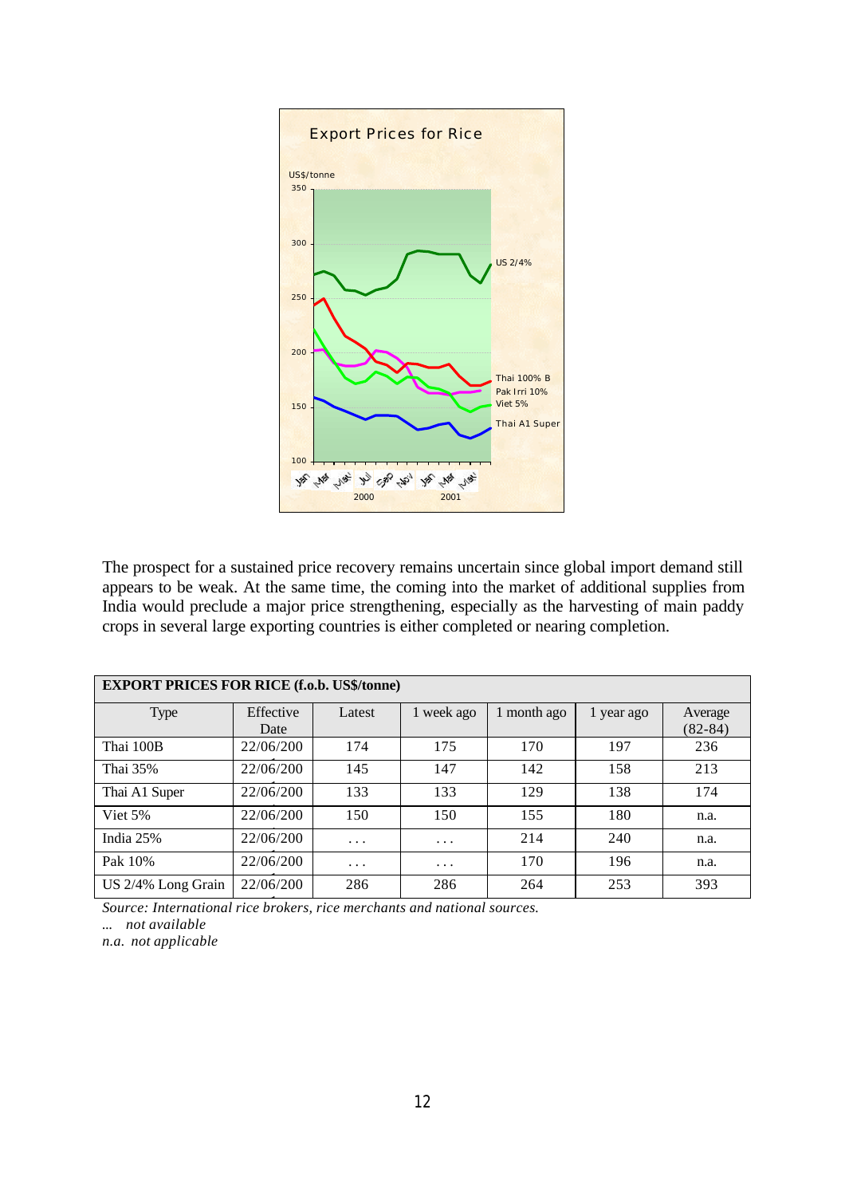Export Prices for Rice

US$/tonne

The prospect for a sustained price recovery remains uncertain since global import demand still appears to be weak. At the same time, the coming into the market of additional supplies from India would preclude a major price strengthening, especially as the harvesting of main paddy crops in several large exporting countries is either completed or nearing completion.

**EXPORT PRICES FOR RICE (f.o.b. US$/tonne)**

| Type | Effective Date | Latest | 1 week ago | 1 month ago | 1 year ago | Average (82-84) |
|---|---|---|---|---|---|---|
| Thai 100B | 22/06/200 | 174 | 175 | 170 | 197 | 236 |
| Thai 35% | 22/06/200 | 145 | 147 | 142 | 158 | 213 |
| Thai A1 Super | 22/06/200 | 133 | 133 | 129 | 138 | 174 |
| Viet 5% | 22/06/200 | 150 | 150 | 155 | 180 | n.a. |
| India 25% | 22/06/200 | ... | ... | 214 | 240 | n.a. |
| Pak 10% | 22/06/200 | ... | ... | 170 | 196 | n.a. |
| US 2/4% Long Grain | 22/06/200 | 286 | 286 | 264 | 253 | 393 |

*Source: International rice brokers, rice merchants and national sources.*

*... not available*

*n.a. not applicable*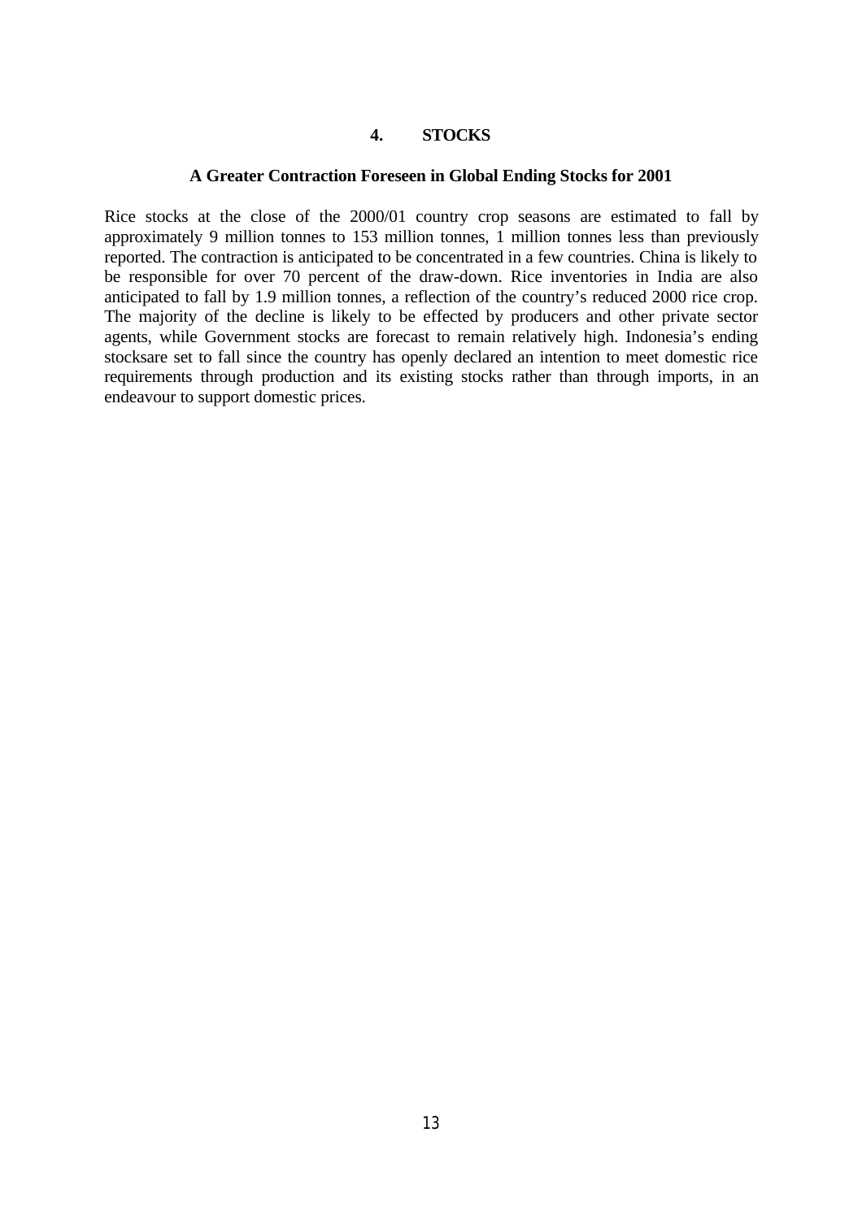## 4. STOCKS

### A Greater Contraction Foreseen in Global Ending Stocks for 2001

Rice stocks at the close of the 2000/01 country crop seasons are estimated to fall by approximately 9 million tonnes to 153 million tonnes, 1 million tonnes less than previously reported. The contraction is anticipated to be concentrated in a few countries. China is likely to be responsible for over 70 percent of the draw-down. Rice inventories in India are also anticipated to fall by 1.9 million tonnes, a reflection of the country's reduced 2000 rice crop. The majority of the decline is likely to be effected by producers and other private sector agents, while Government stocks are forecast to remain relatively high. Indonesia's ending stocksare set to fall since the country has openly declared an intention to meet domestic rice requirements through production and its existing stocks rather than through imports, in an endeavour to support domestic prices.